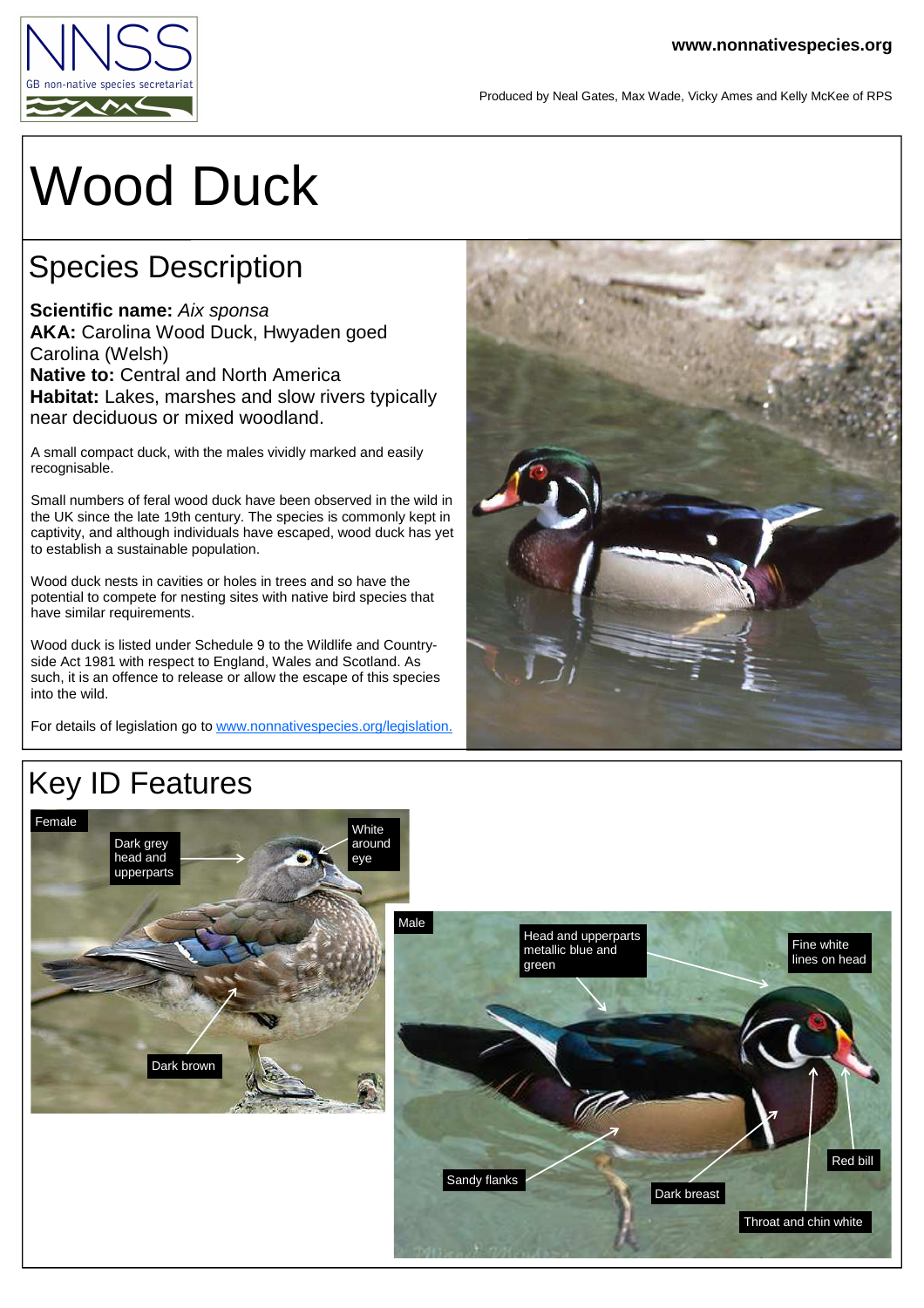NNSS
GB non-native species secretariat

www.nonnativespecies.org

Produced by Neal Gates, Max Wade, Vicky Ames and Kelly McKee of RPS

# Wood Duck

## Species Description

**Scientific name:** *Aix sponsa*
**AKA:** Carolina Wood Duck, Hwyaden goed Carolina (Welsh)
**Native to:** Central and North America
**Habitat:** Lakes, marshes and slow rivers typically near deciduous or mixed woodland.

A small compact duck, with the males vividly marked and easily recognisable.

Small numbers of feral wood duck have been observed in the wild in the UK since the late 19th century. The species is commonly kept in captivity, and although individuals have escaped, wood duck has yet to establish a sustainable population.

Wood duck nests in cavities or holes in trees and so have the potential to compete for nesting sites with native bird species that have similar requirements.

Wood duck is listed under Schedule 9 to the Wildlife and Countryside Act 1981 with respect to England, Wales and Scotland. As such, it is an offence to release or allow the escape of this species into the wild.

For details of legislation go to www.nonnativespecies.org/legislation.

## Key ID Features

Female

- Dark grey head and upperparts
- White around eye
- Dark brown

Male

- Head and upperparts metallic blue and green
- Fine white lines on head
- Red bill
- Throat and chin white
- Dark breast
- Sandy flanks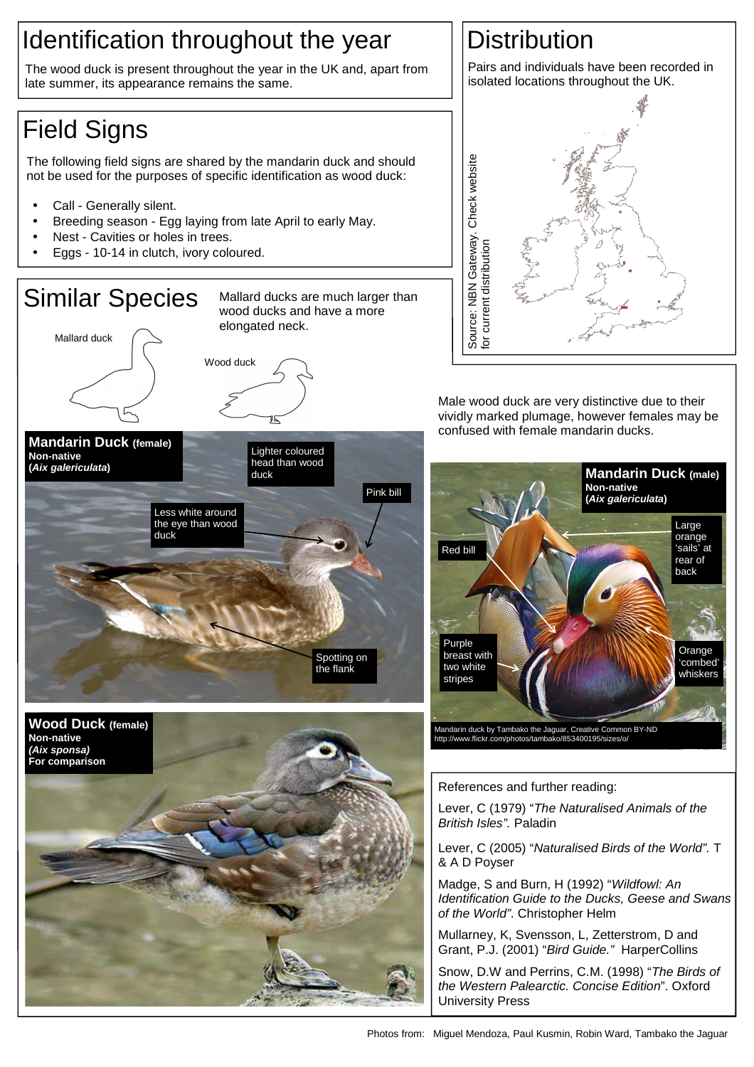# Identification throughout the year

The wood duck is present throughout the year in the UK and, apart from late summer, its appearance remains the same.

# Field Signs

The following field signs are shared by the mandarin duck and should not be used for the purposes of specific identification as wood duck:

- Call - Generally silent.
- Breeding season - Egg laying from late April to early May.
- Nest - Cavities or holes in trees.
- Eggs - 10-14 in clutch, ivory coloured.

# Similar Species

Mallard ducks are much larger than wood ducks and have a more elongated neck.

Mallard duck

Wood duck

**Mandarin Duck (female)**
**Non-native**
**(*Aix galericulata*)**

Lighter coloured head than wood duck

Pink bill

Less white around the eye than wood duck

Spotting on the flank

**Wood Duck (female)**
**Non-native**
***(Aix sponsa)***
**For comparison**

# Distribution

Pairs and individuals have been recorded in isolated locations throughout the UK.

Source: NBN Gateway. Check website for current distribution

Male wood duck are very distinctive due to their vividly marked plumage, however females may be confused with female mandarin ducks.

**Mandarin Duck (male)**
**Non-native**
**(*Aix galericulata*)**

Red bill

Large orange 'sails' at rear of back

Purple breast with two white stripes

Orange 'combed' whiskers

Mandarin duck by Tambako the Jaguar, Creative Common BY-ND
http://www.flickr.com/photos/tambako/853400195/sizes/o/

References and further reading:

Lever, C (1979) "*The Naturalised Animals of the British Isles".* Paladin

Lever, C (2005) "*Naturalised Birds of the World".* T & A D Poyser

Madge, S and Burn, H (1992) "*Wildfowl: An Identification Guide to the Ducks, Geese and Swans of the World"*. Christopher Helm

Mullarney, K, Svensson, L, Zetterstrom, D and Grant, P.J. (2001) "*Bird Guide."* HarperCollins

Snow, D.W and Perrins, C.M. (1998) "*The Birds of the Western Palearctic. Concise Edition*". Oxford University Press

Photos from: Miguel Mendoza, Paul Kusmin, Robin Ward, Tambako the Jaguar